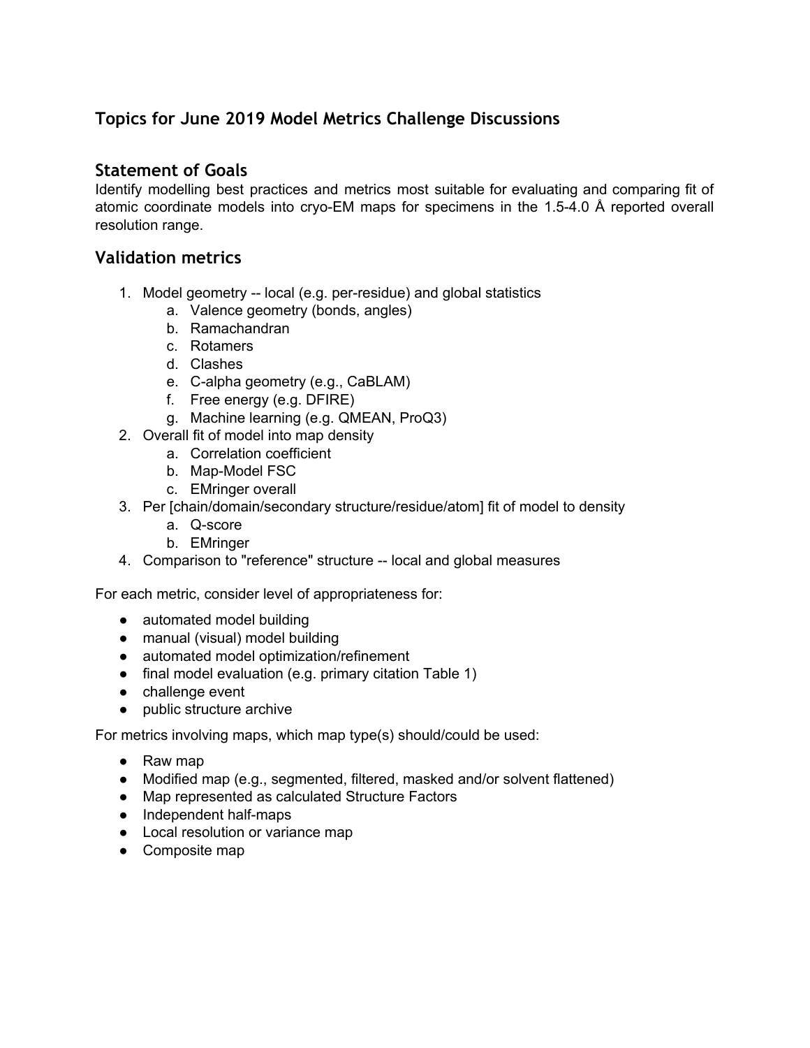# Topics for June 2019 Model Metrics Challenge Discussions

## Statement of Goals

Identify modelling best practices and metrics most suitable for evaluating and comparing fit of atomic coordinate models into cryo-EM maps for specimens in the 1.5-4.0 Å reported overall resolution range.

## Validation metrics

1. Model geometry -- local (e.g. per-residue) and global statistics
    a. Valence geometry (bonds, angles)
    b. Ramachandran
    c. Rotamers
    d. Clashes
    e. C-alpha geometry (e.g., CaBLAM)
    f. Free energy (e.g. DFIRE)
    g. Machine learning (e.g. QMEAN, ProQ3)
2. Overall fit of model into map density
    a. Correlation coefficient
    b. Map-Model FSC
    c. EMringer overall
3. Per [chain/domain/secondary structure/residue/atom] fit of model to density
    a. Q-score
    b. EMringer
4. Comparison to "reference" structure -- local and global measures

For each metric, consider level of appropriateness for:

- automated model building
- manual (visual) model building
- automated model optimization/refinement
- final model evaluation (e.g. primary citation Table 1)
- challenge event
- public structure archive

For metrics involving maps, which map type(s) should/could be used:

- Raw map
- Modified map (e.g., segmented, filtered, masked and/or solvent flattened)
- Map represented as calculated Structure Factors
- Independent half-maps
- Local resolution or variance map
- Composite map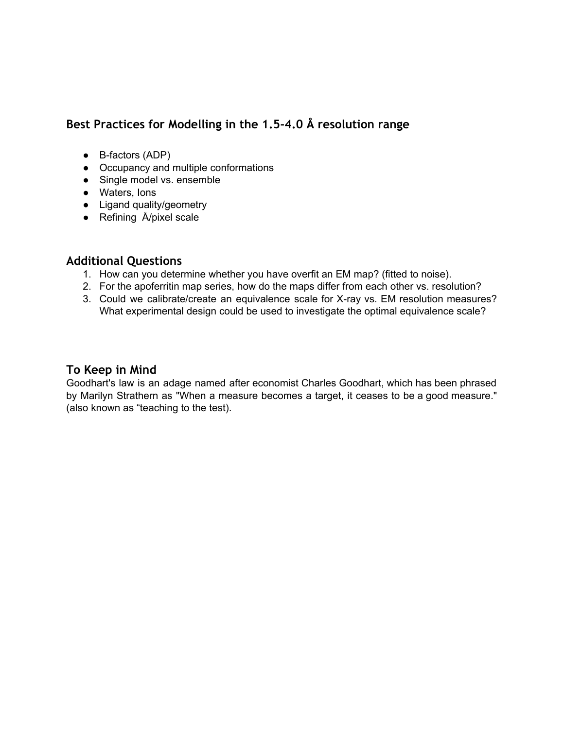## Best Practices for Modelling in the 1.5-4.0 Å resolution range

- B-factors (ADP)
- Occupancy and multiple conformations
- Single model vs. ensemble
- Waters, Ions
- Ligand quality/geometry
- Refining Å/pixel scale

## Additional Questions

1. How can you determine whether you have overfit an EM map? (fitted to noise).
2. For the apoferritin map series, how do the maps differ from each other vs. resolution?
3. Could we calibrate/create an equivalence scale for X-ray vs. EM resolution measures? What experimental design could be used to investigate the optimal equivalence scale?

## To Keep in Mind

Goodhart's law is an adage named after economist Charles Goodhart, which has been phrased by Marilyn Strathern as "When a measure becomes a target, it ceases to be a good measure." (also known as “teaching to the test).